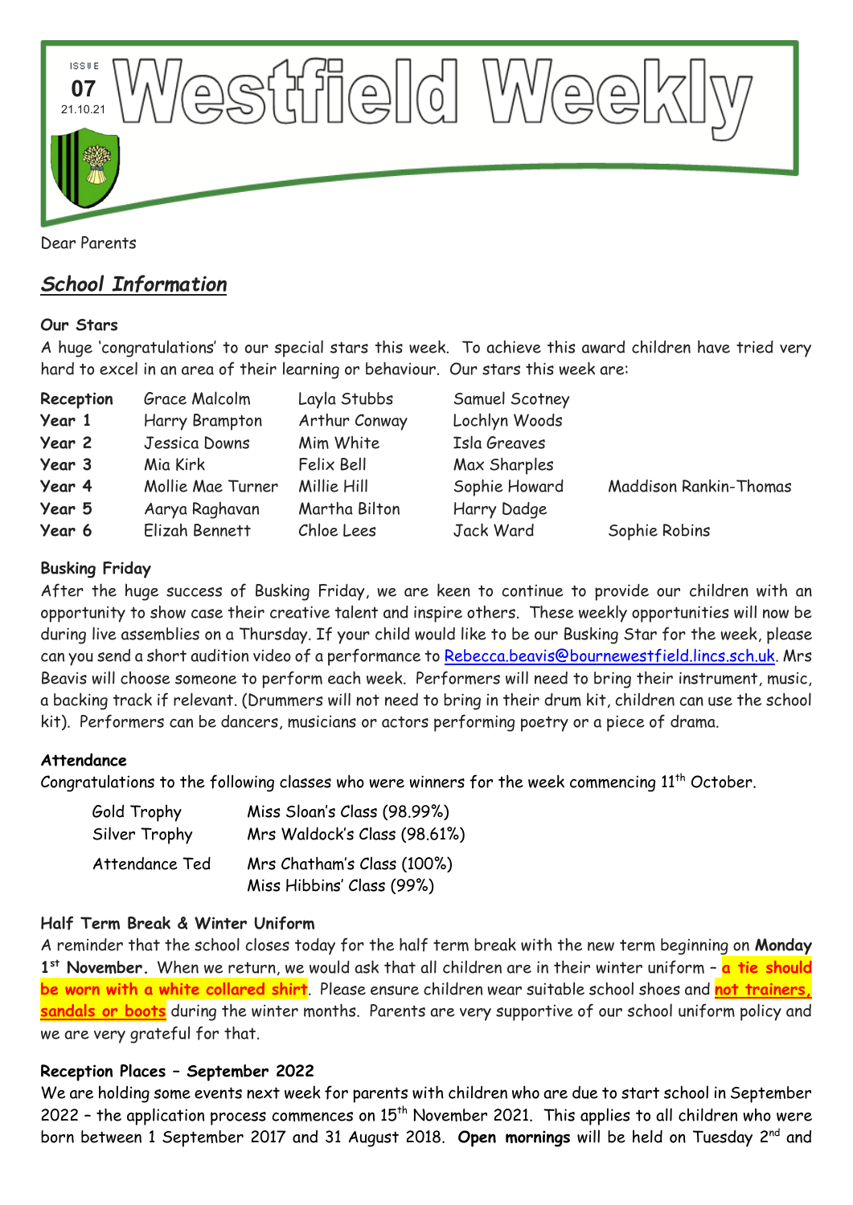ISSUE **07** 21.10.21

# Westfield Weekly

Dear Parents

## *School Information*

**Our Stars**

A huge 'congratulations' to our special stars this week. To achieve this award children have tried very hard to excel in an area of their learning or behaviour. Our stars this week are:

| | | | | |
|---|---|---|---|---|
| **Reception** | Grace Malcolm | Layla Stubbs | Samuel Scotney | |
| **Year 1** | Harry Brampton | Arthur Conway | Lochlyn Woods | |
| **Year 2** | Jessica Downs | Mim White | Isla Greaves | |
| **Year 3** | Mia Kirk | Felix Bell | Max Sharples | |
| **Year 4** | Mollie Mae Turner | Millie Hill | Sophie Howard | Maddison Rankin-Thomas |
| **Year 5** | Aarya Raghavan | Martha Bilton | Harry Dadge | |
| **Year 6** | Elizah Bennett | Chloe Lees | Jack Ward | Sophie Robins |

**Busking Friday**

After the huge success of Busking Friday, we are keen to continue to provide our children with an opportunity to show case their creative talent and inspire others. These weekly opportunities will now be during live assemblies on a Thursday. If your child would like to be our Busking Star for the week, please can you send a short audition video of a performance to Rebecca.beavis@bournewestfield.lincs.sch.uk. Mrs Beavis will choose someone to perform each week. Performers will need to bring their instrument, music, a backing track if relevant. (Drummers will not need to bring in their drum kit, children can use the school kit). Performers can be dancers, musicians or actors performing poetry or a piece of drama.

**Attendance**

Congratulations to the following classes who were winners for the week commencing 11th October.

| | |
|---|---|
| Gold Trophy | Miss Sloan's Class (98.99%) |
| Silver Trophy | Mrs Waldock's Class (98.61%) |
| Attendance Ted | Mrs Chatham's Class (100%) |
| | Miss Hibbins' Class (99%) |

**Half Term Break & Winter Uniform**

A reminder that the school closes today for the half term break with the new term beginning on **Monday 1st November.** When we return, we would ask that all children are in their winter uniform – **a tie should be worn with a white collared shirt**. Please ensure children wear suitable school shoes and **not trainers, sandals or boots** during the winter months. Parents are very supportive of our school uniform policy and we are very grateful for that.

**Reception Places – September 2022**

We are holding some events next week for parents with children who are due to start school in September 2022 – the application process commences on 15th November 2021. This applies to all children who were born between 1 September 2017 and 31 August 2018. **Open mornings** will be held on Tuesday 2nd and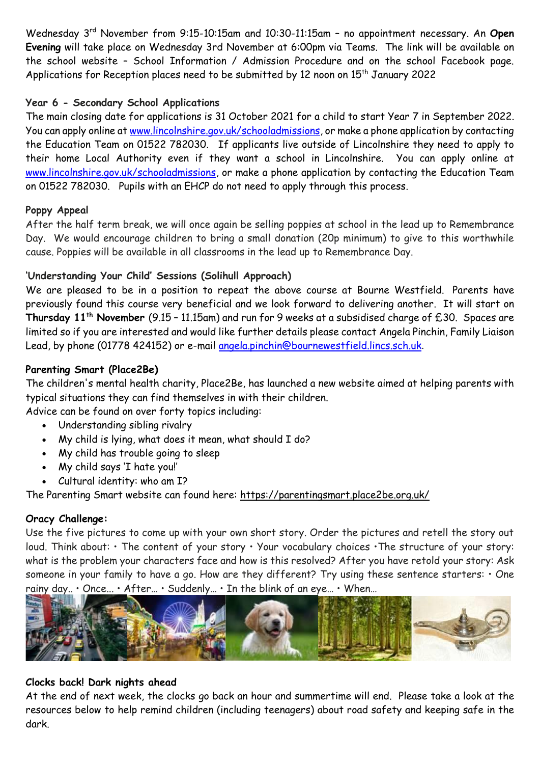Wednesday 3rd November from 9:15-10:15am and 10:30-11:15am – no appointment necessary. An **Open Evening** will take place on Wednesday 3rd November at 6:00pm via Teams. The link will be available on the school website – School Information / Admission Procedure and on the school Facebook page. Applications for Reception places need to be submitted by 12 noon on 15th January 2022

### Year 6 - Secondary School Applications

The main closing date for applications is 31 October 2021 for a child to start Year 7 in September 2022. You can apply online at www.lincolnshire.gov.uk/schooladmissions, or make a phone application by contacting the Education Team on 01522 782030. If applicants live outside of Lincolnshire they need to apply to their home Local Authority even if they want a school in Lincolnshire. You can apply online at www.lincolnshire.gov.uk/schooladmissions, or make a phone application by contacting the Education Team on 01522 782030. Pupils with an EHCP do not need to apply through this process.

### Poppy Appeal

After the half term break, we will once again be selling poppies at school in the lead up to Remembrance Day. We would encourage children to bring a small donation (20p minimum) to give to this worthwhile cause. Poppies will be available in all classrooms in the lead up to Remembrance Day.

### 'Understanding Your Child' Sessions (Solihull Approach)

We are pleased to be in a position to repeat the above course at Bourne Westfield. Parents have previously found this course very beneficial and we look forward to delivering another. It will start on **Thursday 11th November** (9.15 – 11.15am) and run for 9 weeks at a subsidised charge of £30. Spaces are limited so if you are interested and would like further details please contact Angela Pinchin, Family Liaison Lead, by phone (01778 424152) or e-mail angela.pinchin@bournewestfield.lincs.sch.uk.

### Parenting Smart (Place2Be)

The children's mental health charity, Place2Be, has launched a new website aimed at helping parents with typical situations they can find themselves in with their children.
Advice can be found on over forty topics including:

- Understanding sibling rivalry
- My child is lying, what does it mean, what should I do?
- My child has trouble going to sleep
- My child says 'I hate you!'
- Cultural identity: who am I?

The Parenting Smart website can found here: https://parentingsmart.place2be.org.uk/

### Oracy Challenge:

Use the five pictures to come up with your own short story. Order the pictures and retell the story out loud. Think about: • The content of your story • Your vocabulary choices •The structure of your story: what is the problem your characters face and how is this resolved? After you have retold your story: Ask someone in your family to have a go. How are they different? Try using these sentence starters: • One rainy day.. • Once… • After… • Suddenly… • In the blink of an eye… • When…

### Clocks back! Dark nights ahead

At the end of next week, the clocks go back an hour and summertime will end. Please take a look at the resources below to help remind children (including teenagers) about road safety and keeping safe in the dark.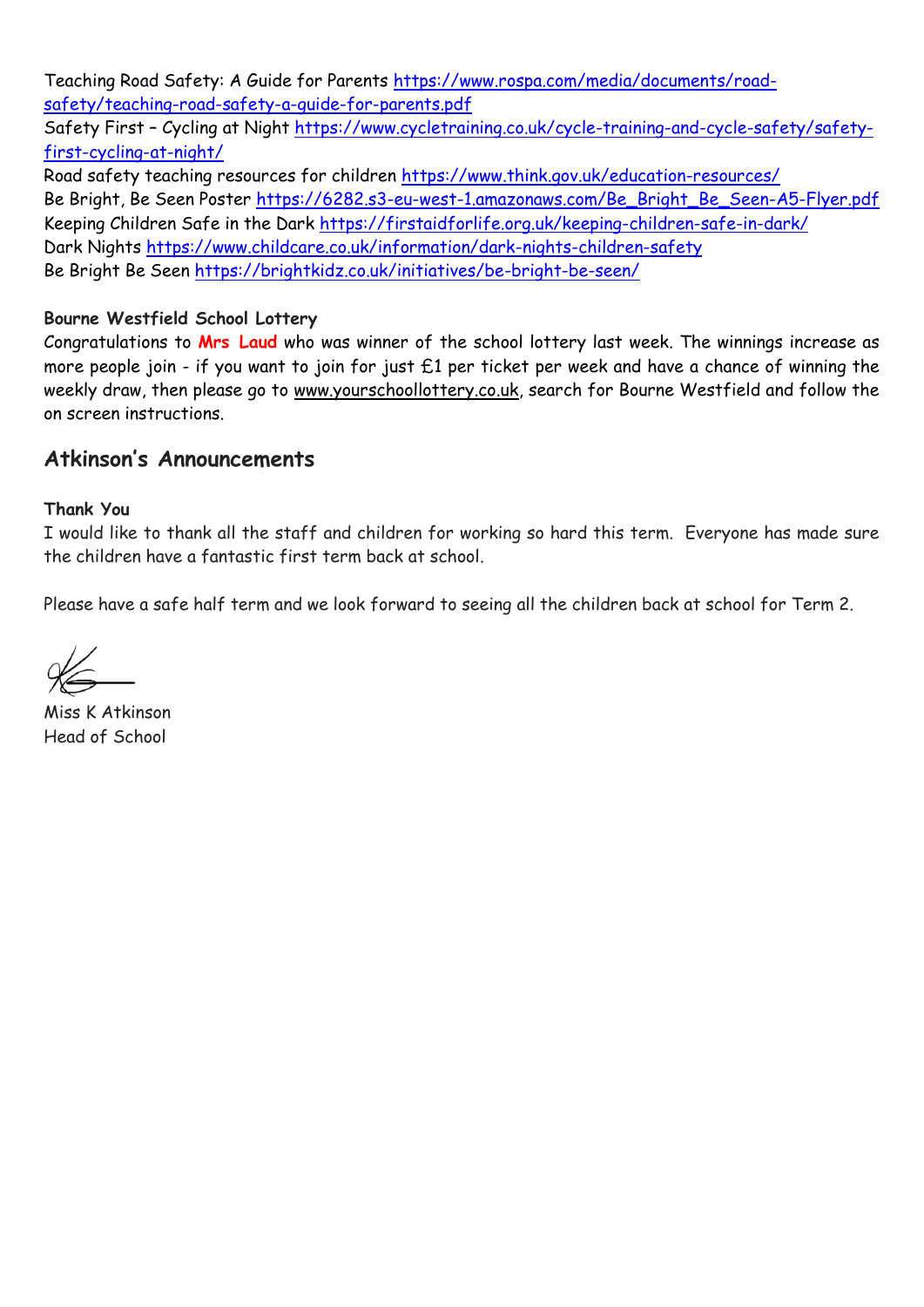Teaching Road Safety: A Guide for Parents https://www.rospa.com/media/documents/road-safety/teaching-road-safety-a-guide-for-parents.pdf
Safety First – Cycling at Night https://www.cycletraining.co.uk/cycle-training-and-cycle-safety/safety-first-cycling-at-night/
Road safety teaching resources for children https://www.think.gov.uk/education-resources/
Be Bright, Be Seen Poster https://6282.s3-eu-west-1.amazonaws.com/Be_Bright_Be_Seen-A5-Flyer.pdf
Keeping Children Safe in the Dark https://firstaidforlife.org.uk/keeping-children-safe-in-dark/
Dark Nights https://www.childcare.co.uk/information/dark-nights-children-safety
Be Bright Be Seen https://brightkidz.co.uk/initiatives/be-bright-be-seen/

**Bourne Westfield School Lottery**
Congratulations to **Mrs Laud** who was winner of the school lottery last week. The winnings increase as more people join - if you want to join for just £1 per ticket per week and have a chance of winning the weekly draw, then please go to www.yourschoollottery.co.uk, search for Bourne Westfield and follow the on screen instructions.

## Atkinson's Announcements

**Thank You**
I would like to thank all the staff and children for working so hard this term. Everyone has made sure the children have a fantastic first term back at school.

Please have a safe half term and we look forward to seeing all the children back at school for Term 2.

Miss K Atkinson
Head of School